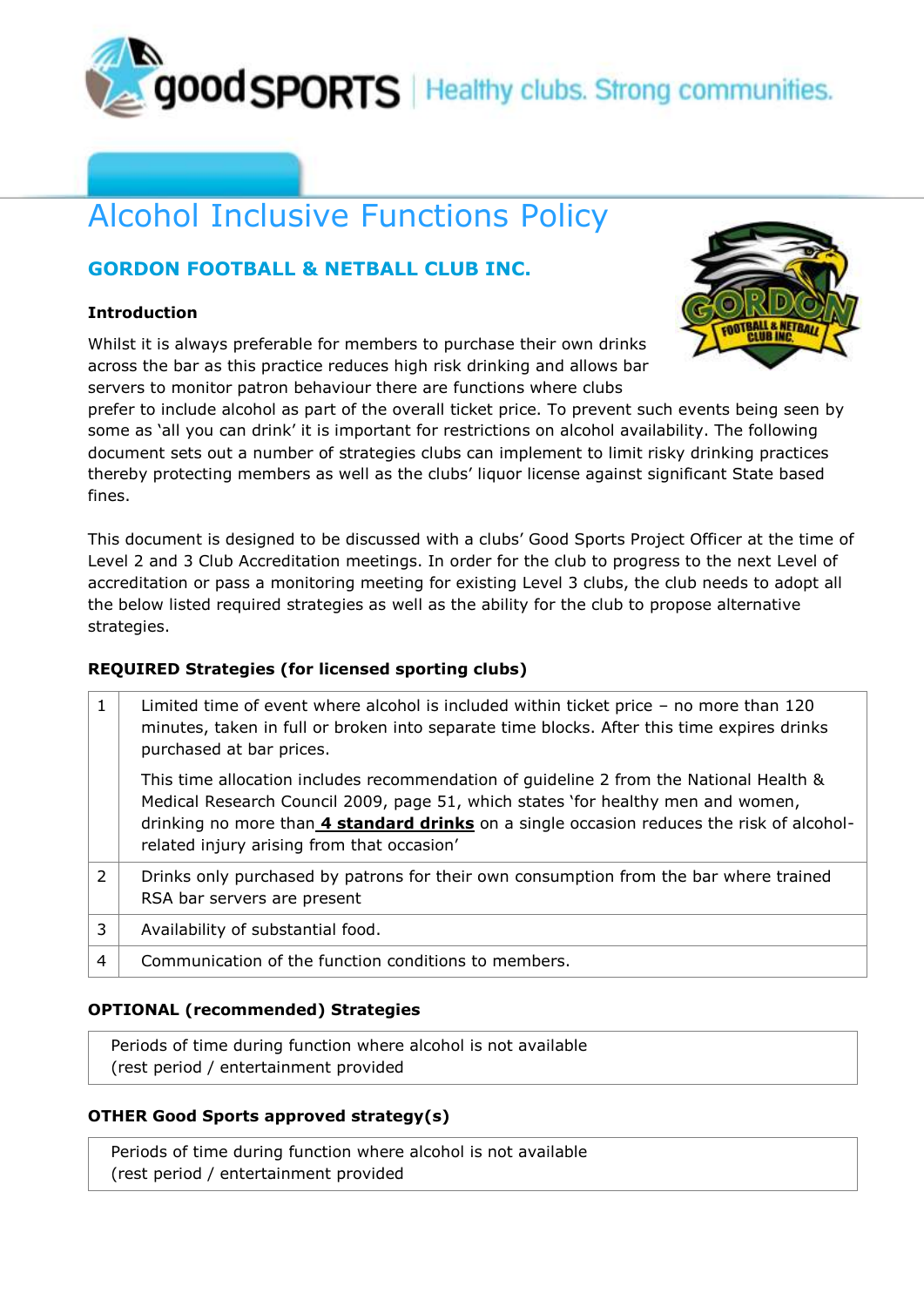goodSPORTS | Healthy clubs. Strong communities.

# Alcohol Inclusive Functions Policy

## GORDON FOOTBALL & NETBALL CLUB INC.

### Introduction

Whilst it is always preferable for members to purchase their own drinks across the bar as this practice reduces high risk drinking and allows bar servers to monitor patron behaviour there are functions where clubs prefer to include alcohol as part of the overall ticket price. To prevent such events being seen by some as 'all you can drink' it is important for restrictions on alcohol availability. The following document sets out a number of strategies clubs can implement to limit risky drinking practices thereby protecting members as well as the clubs' liquor license against significant State based fines.

This document is designed to be discussed with a clubs' Good Sports Project Officer at the time of Level 2 and 3 Club Accreditation meetings. In order for the club to progress to the next Level of accreditation or pass a monitoring meeting for existing Level 3 clubs, the club needs to adopt all the below listed required strategies as well as the ability for the club to propose alternative strategies.

### REQUIRED Strategies (for licensed sporting clubs)

| | |
|---|---|
| 1 | Limited time of event where alcohol is included within ticket price – no more than 120 minutes, taken in full or broken into separate time blocks. After this time expires drinks purchased at bar prices.<br><br>This time allocation includes recommendation of guideline 2 from the National Health & Medical Research Council 2009, page 51, which states 'for healthy men and women, drinking no more than **4 standard drinks** on a single occasion reduces the risk of alcohol-related injury arising from that occasion' |
| 2 | Drinks only purchased by patrons for their own consumption from the bar where trained RSA bar servers are present |
| 3 | Availability of substantial food. |
| 4 | Communication of the function conditions to members. |

### OPTIONAL (recommended) Strategies

| |
|---|
| Periods of time during function where alcohol is not available (rest period / entertainment provided |

### OTHER Good Sports approved strategy(s)

| |
|---|
| Periods of time during function where alcohol is not available (rest period / entertainment provided |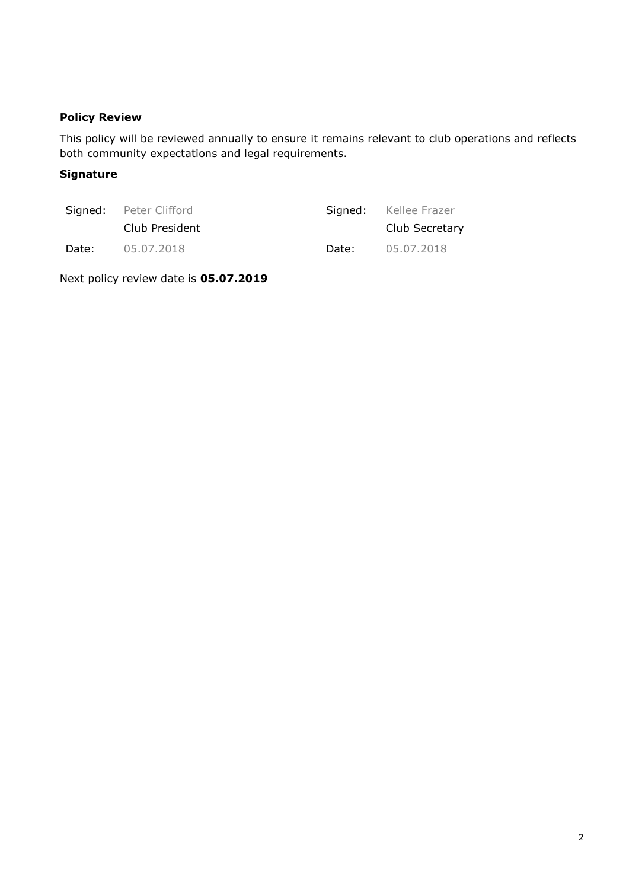**Policy Review**

This policy will be reviewed annually to ensure it remains relevant to club operations and reflects both community expectations and legal requirements.

**Signature**

| | | | |
|---|---|---|---|
| Signed: | Peter Clifford | Signed: | Kellee Frazer |
| | Club President | | Club Secretary |
| Date: | 05.07.2018 | Date: | 05.07.2018 |

Next policy review date is **05.07.2019**